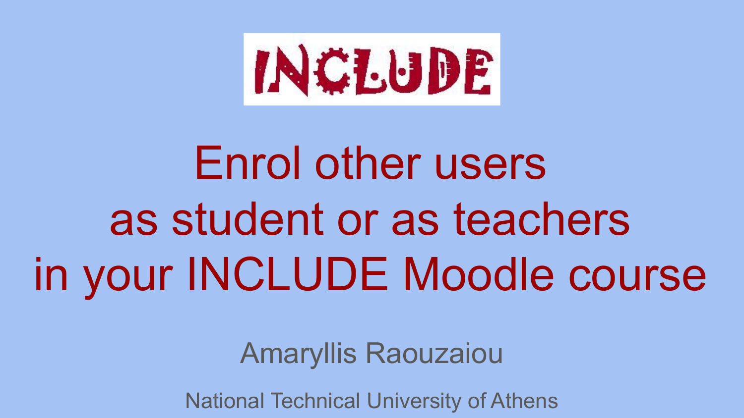INCLUDE

# Enrol other users as student or as teachers in your INCLUDE Moodle course

Amaryllis Raouzaiou

National Technical University of Athens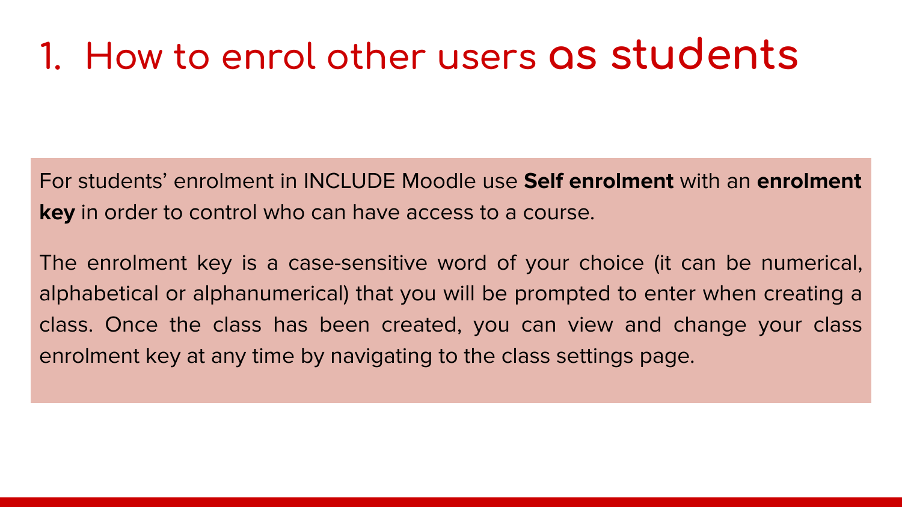# 1. How to enrol other users as students

For students' enrolment in INCLUDE Moodle use **Self enrolment** with an **enrolment key** in order to control who can have access to a course.

The enrolment key is a case-sensitive word of your choice (it can be numerical, alphabetical or alphanumerical) that you will be prompted to enter when creating a class. Once the class has been created, you can view and change your class enrolment key at any time by navigating to the class settings page.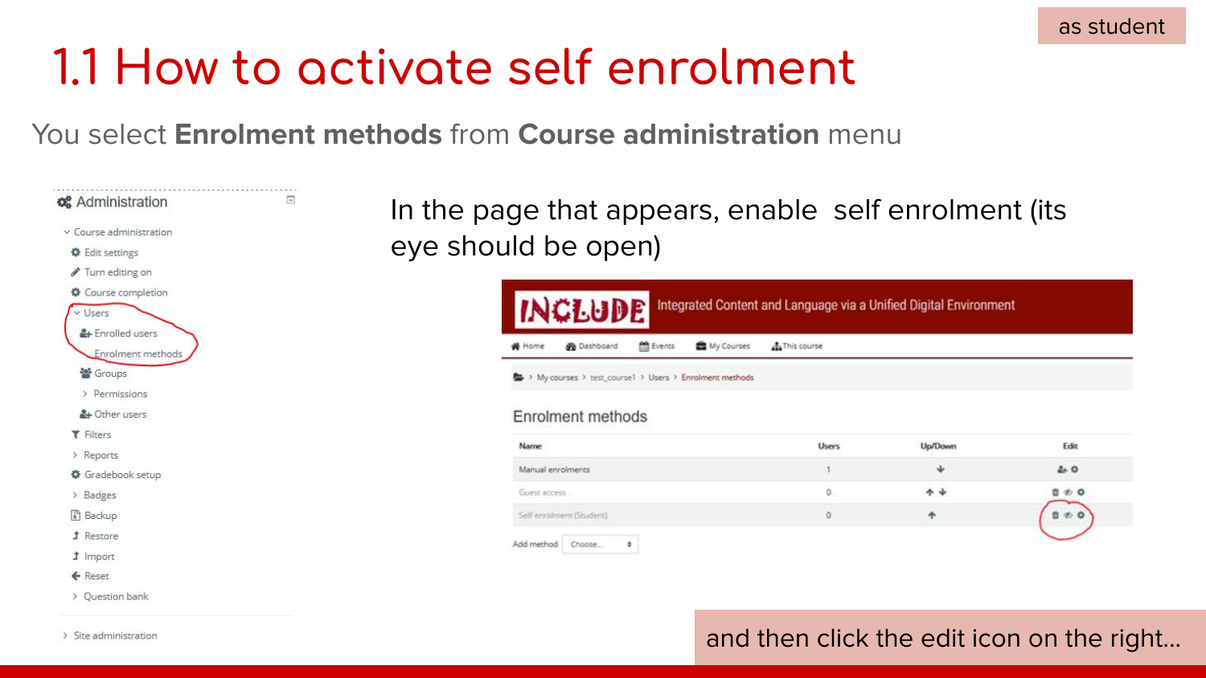as student

# 1.1 How to activate self enrolment

You select **Enrolment methods** from **Course administration** menu

Administration

- Course administration
  - Edit settings
  - Turn editing on
  - Course completion
  - Users
    - Enrolled users
    - Enrolment methods
    - Groups
    - Permissions
    - Other users
  - Filters
  - Reports
  - Gradebook setup
  - Badges
  - Backup
  - Restore
  - Import
  - Reset
  - Question bank
- Site administration

In the page that appears, enable self enrolment (its eye should be open)

INCLUDE Integrated Content and Language via a Unified Digital Environment

Home | Dashboard | Events | My Courses | This course

My courses > test_course1 > Users > Enrolment methods

## Enrolment methods

| Name | Users | Up/Down | Edit |
| --- | --- | --- | --- |
| Manual enrolments | 1 | ↓ | |
| Guest access | 0 | ↑ ↓ | |
| Self enrolment (Student) | 0 | ↑ | |

Add method: Choose...

and then click the edit icon on the right...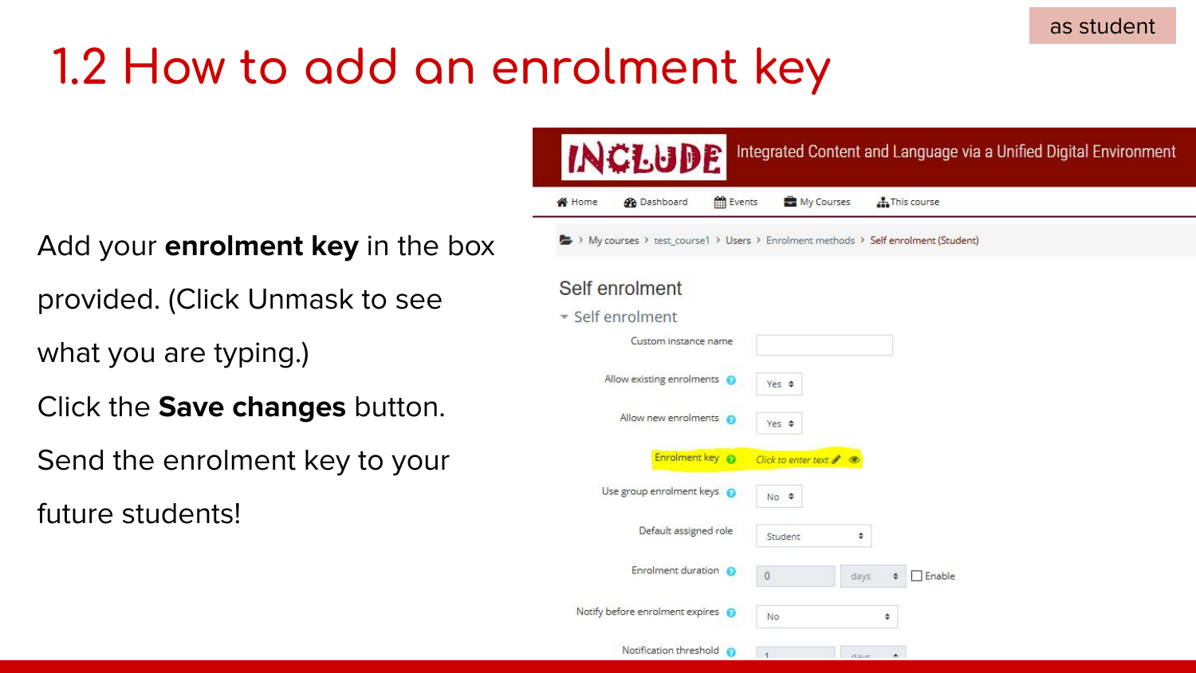as student

# 1.2 How to add an enrolment key

Add your **enrolment key** in the box provided. (Click Unmask to see what you are typing.)

Click the **Save changes** button.

Send the enrolment key to your future students!

INCLUDE Integrated Content and Language via a Unified Digital Environment

Home Dashboard Events My Courses This course

My courses > test_course1 > Users > Enrolment methods > Self enrolment (Student)

## Self enrolment

### Self enrolment

Custom instance name

Allow existing enrolments: Yes

Allow new enrolments: Yes

Enrolment key: *Click to enter text*

Use group enrolment keys: No

Default assigned role: Student

Enrolment duration: 0 days Enable

Notify before enrolment expires: No

Notification threshold: 1 days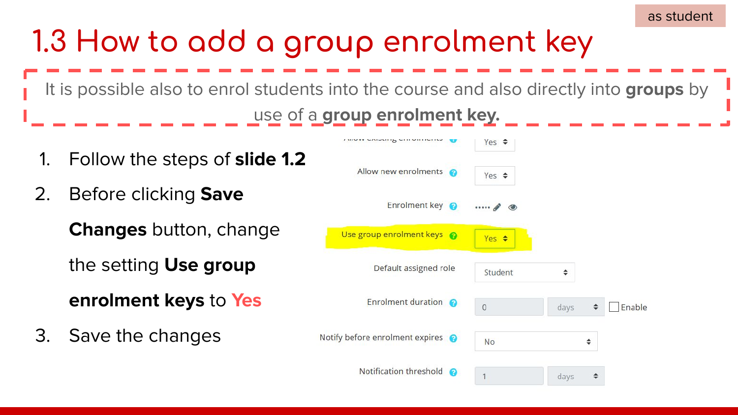as student

# 1.3 How to add a group enrolment key

It is possible also to enrol students into the course and also directly into **groups** by use of a **group enrolment key.**

1. Follow the steps of **slide 1.2**
2. Before clicking **Save Changes** button, change the setting **Use group enrolment keys** to Yes
3. Save the changes

| Setting | Value |
| --- | --- |
| Allow existing enrolments | Yes |
| Allow new enrolments | Yes |
| Enrolment key | ••••• |
| Use group enrolment keys | Yes |
| Default assigned role | Student |
| Enrolment duration | 0 days ☐ Enable |
| Notify before enrolment expires | No |
| Notification threshold | 1 days |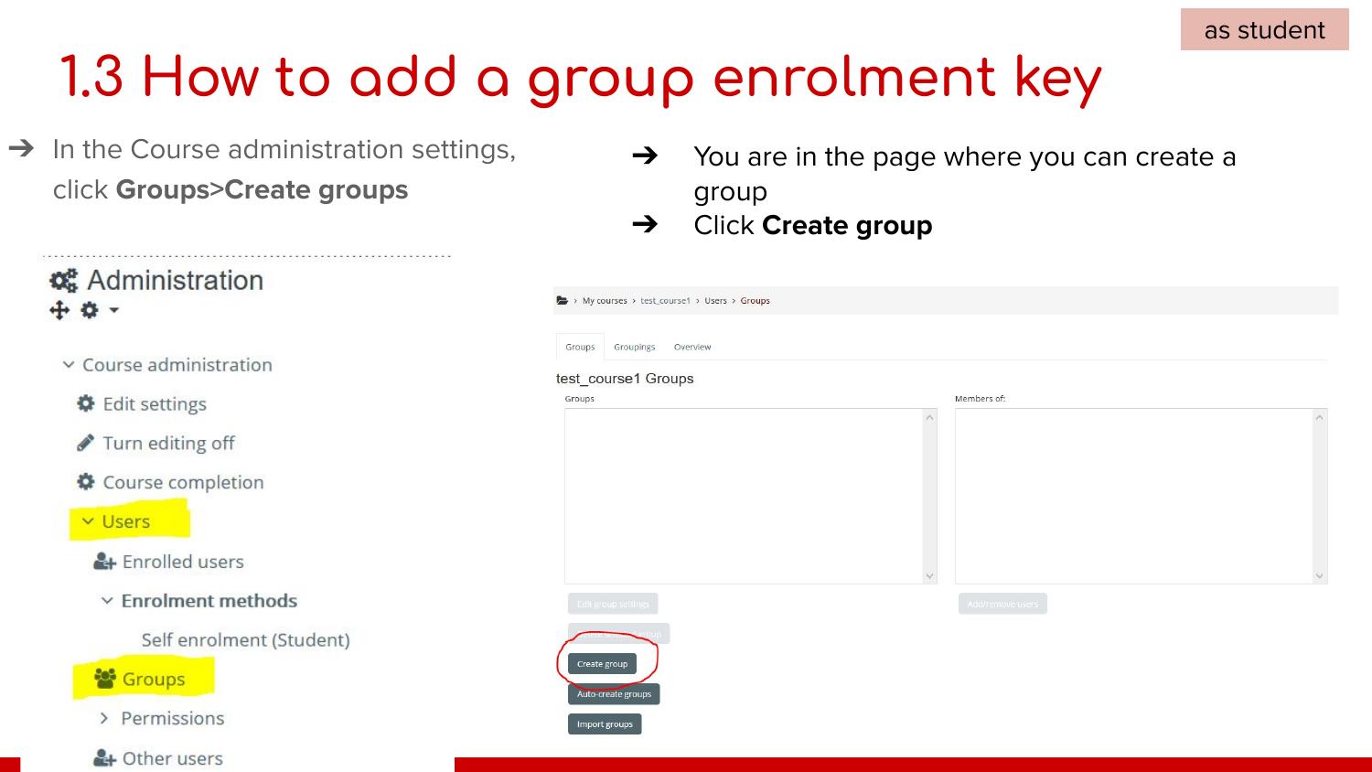as student

# 1.3 How to add a group enrolment key

- In the Course administration settings, click **Groups>Create groups**

- You are in the page where you can create a group
- Click **Create group**

Administration

- Course administration
  - Edit settings
  - Turn editing off
  - Course completion
  - Users
    - Enrolled users
    - Enrolment methods
      - Self enrolment (Student)
    - Groups
    - Permissions
    - Other users

My courses › test_course1 › Users › Groups

Groups | Groupings | Overview

test_course1 Groups

Groups

Members of:

Edit group settings

Add/remove users

Create group

Auto-create groups

Import groups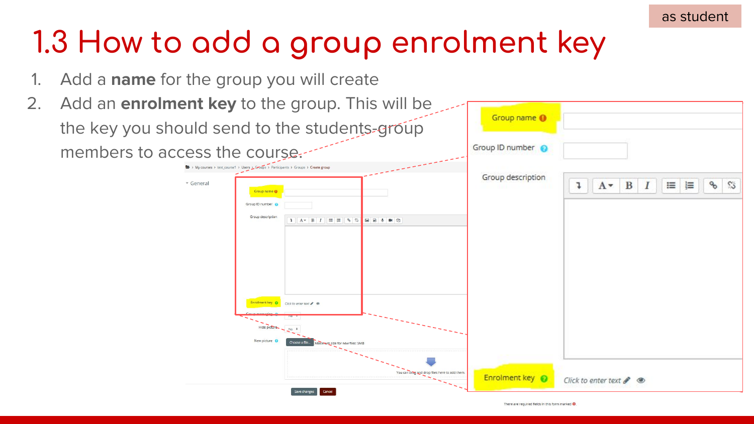as student

# 1.3 How to add a group enrolment key

1. Add a **name** for the group you will create
2. Add an **enrolment key** to the group. This will be the key you should send to the students-group members to access the course.

Group name

Group ID number

Group description

Enrolment key

Click to enter text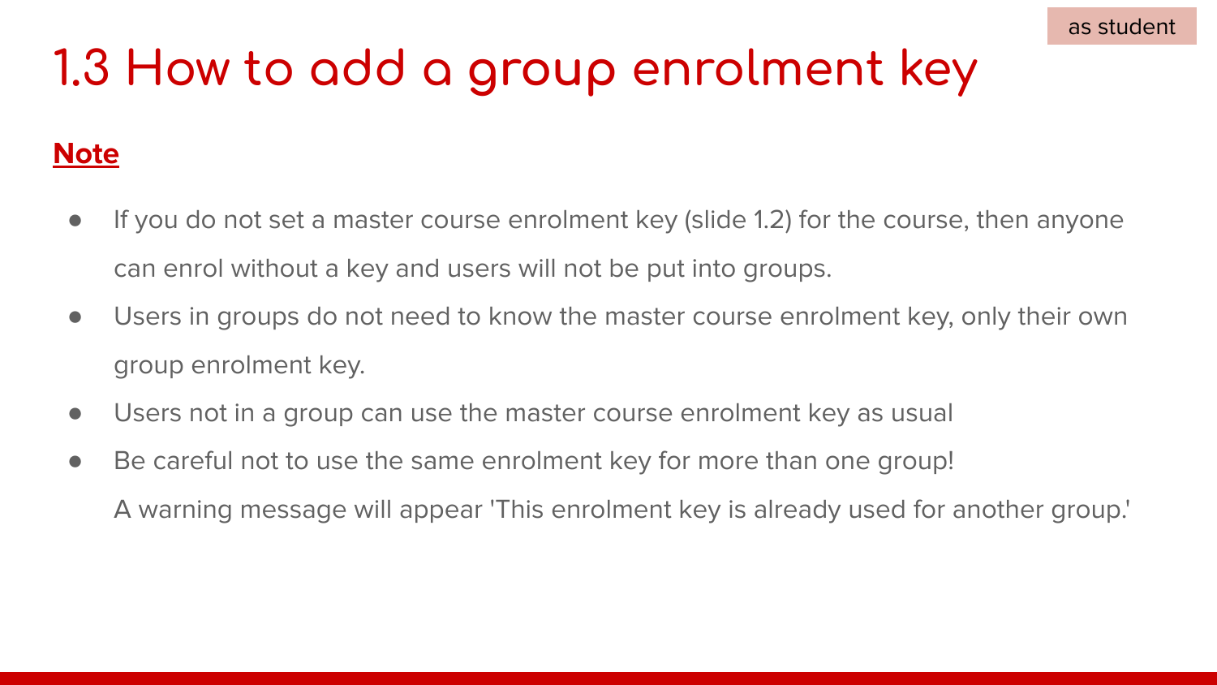as student

# 1.3 How to add a group enrolment key

**Note**

- If you do not set a master course enrolment key (slide 1.2) for the course, then anyone can enrol without a key and users will not be put into groups.
- Users in groups do not need to know the master course enrolment key, only their own group enrolment key.
- Users not in a group can use the master course enrolment key as usual
- Be careful not to use the same enrolment key for more than one group!
  A warning message will appear 'This enrolment key is already used for another group.'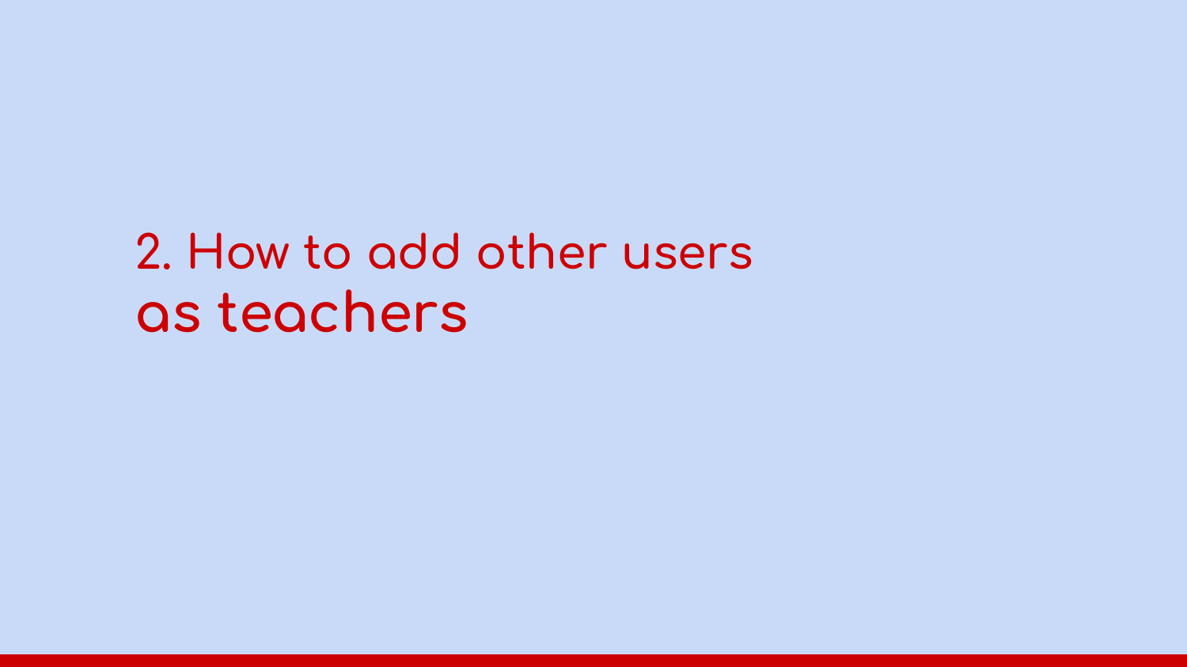# 2. How to add other users as teachers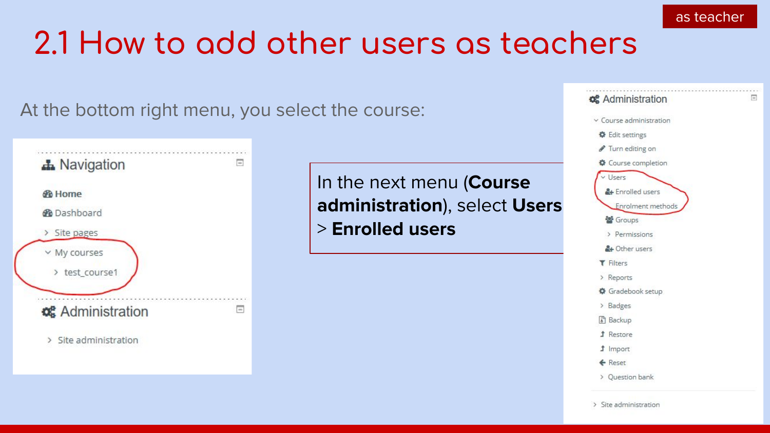as teacher

# 2.1 How to add other users as teachers

At the bottom right menu, you select the course:

Navigation

- Home
- Dashboard
- Site pages
- My courses
  - test_course1

Administration

- Site administration

In the next menu (**Course administration**), select **Users** > **Enrolled users**

Administration

- Course administration
  - Edit settings
  - Turn editing on
  - Course completion
  - Users
    - Enrolled users
    - Enrolment methods
    - Groups
    - Permissions
    - Other users
  - Filters
  - Reports
  - Gradebook setup
  - Badges
  - Backup
  - Restore
  - Import
  - Reset
  - Question bank
- Site administration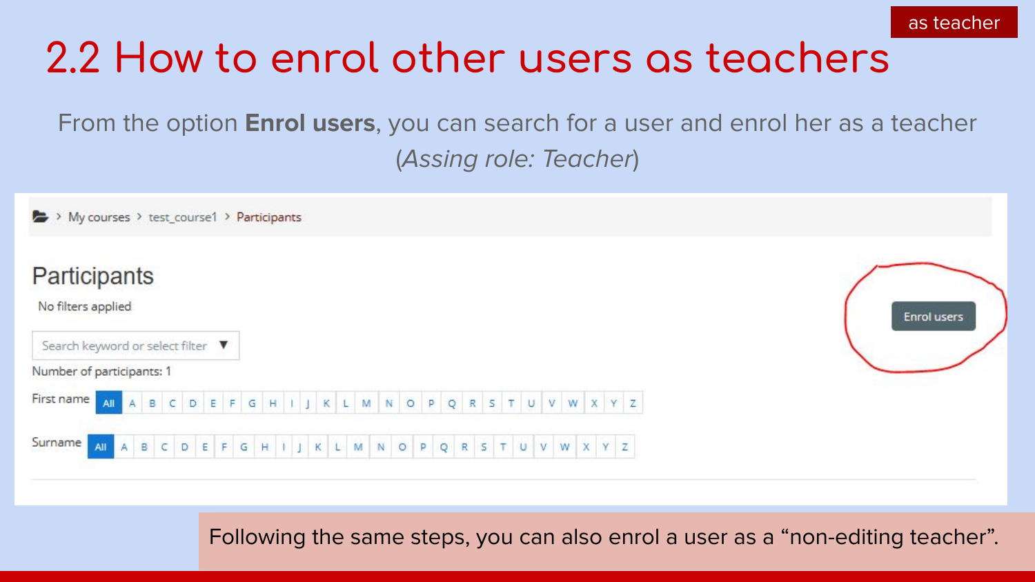as teacher

# 2.2 How to enrol other users as teachers

From the option **Enrol users**, you can search for a user and enrol her as a teacher (*Assing role: Teacher*)

My courses > test_course1 > Participants

Participants

No filters applied

Search keyword or select filter

Number of participants: 1

First name All A B C D E F G H I J K L M N O P Q R S T U V W X Y Z

Surname All A B C D E F G H I J K L M N O P Q R S T U V W X Y Z

Enrol users

Following the same steps, you can also enrol a user as a “non-editing teacher”.